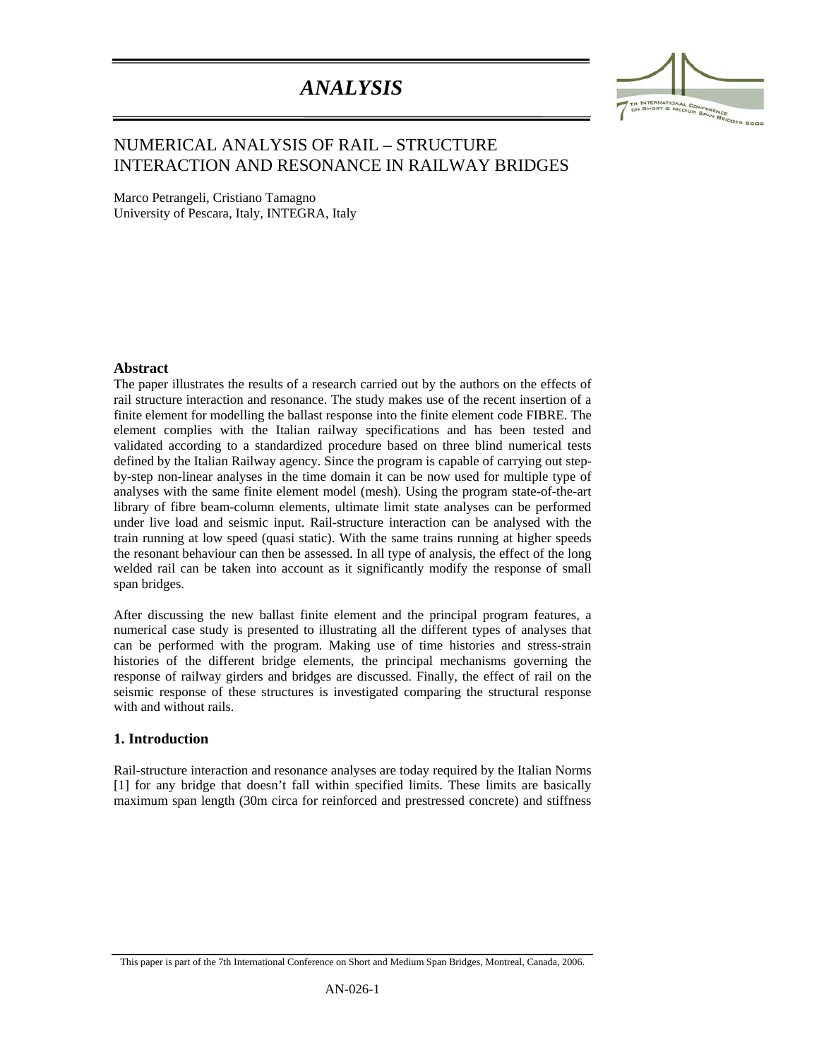# ANALYSIS

## NUMERICAL ANALYSIS OF RAIL – STRUCTURE INTERACTION AND RESONANCE IN RAILWAY BRIDGES

Marco Petrangeli, Cristiano Tamagno
University of Pescara, Italy, INTEGRA, Italy

### Abstract

The paper illustrates the results of a research carried out by the authors on the effects of rail structure interaction and resonance. The study makes use of the recent insertion of a finite element for modelling the ballast response into the finite element code FIBRE. The element complies with the Italian railway specifications and has been tested and validated according to a standardized procedure based on three blind numerical tests defined by the Italian Railway agency. Since the program is capable of carrying out step-by-step non-linear analyses in the time domain it can be now used for multiple type of analyses with the same finite element model (mesh). Using the program state-of-the-art library of fibre beam-column elements, ultimate limit state analyses can be performed under live load and seismic input. Rail-structure interaction can be analysed with the train running at low speed (quasi static). With the same trains running at higher speeds the resonant behaviour can then be assessed. In all type of analysis, the effect of the long welded rail can be taken into account as it significantly modify the response of small span bridges.

After discussing the new ballast finite element and the principal program features, a numerical case study is presented to illustrating all the different types of analyses that can be performed with the program. Making use of time histories and stress-strain histories of the different bridge elements, the principal mechanisms governing the response of railway girders and bridges are discussed. Finally, the effect of rail on the seismic response of these structures is investigated comparing the structural response with and without rails.

### 1. Introduction

Rail-structure interaction and resonance analyses are today required by the Italian Norms [1] for any bridge that doesn't fall within specified limits. These limits are basically maximum span length (30m circa for reinforced and prestressed concrete) and stiffness

This paper is part of the 7th International Conference on Short and Medium Span Bridges, Montreal, Canada, 2006.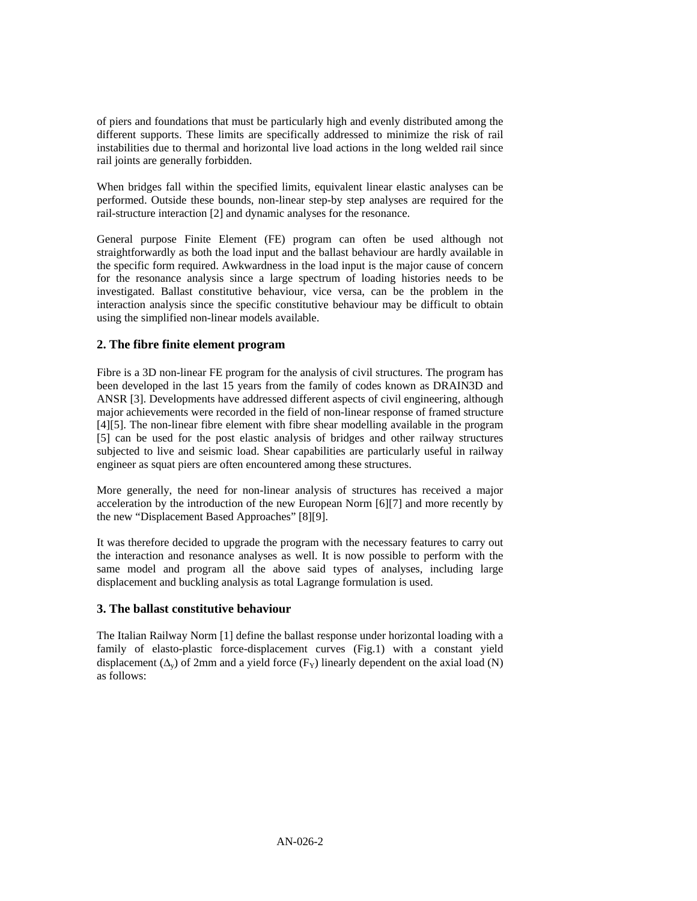of piers and foundations that must be particularly high and evenly distributed among the different supports. These limits are specifically addressed to minimize the risk of rail instabilities due to thermal and horizontal live load actions in the long welded rail since rail joints are generally forbidden.

When bridges fall within the specified limits, equivalent linear elastic analyses can be performed. Outside these bounds, non-linear step-by step analyses are required for the rail-structure interaction [2] and dynamic analyses for the resonance.

General purpose Finite Element (FE) program can often be used although not straightforwardly as both the load input and the ballast behaviour are hardly available in the specific form required. Awkwardness in the load input is the major cause of concern for the resonance analysis since a large spectrum of loading histories needs to be investigated. Ballast constitutive behaviour, vice versa, can be the problem in the interaction analysis since the specific constitutive behaviour may be difficult to obtain using the simplified non-linear models available.

## 2. The fibre finite element program

Fibre is a 3D non-linear FE program for the analysis of civil structures. The program has been developed in the last 15 years from the family of codes known as DRAIN3D and ANSR [3]. Developments have addressed different aspects of civil engineering, although major achievements were recorded in the field of non-linear response of framed structure [4][5]. The non-linear fibre element with fibre shear modelling available in the program [5] can be used for the post elastic analysis of bridges and other railway structures subjected to live and seismic load. Shear capabilities are particularly useful in railway engineer as squat piers are often encountered among these structures.

More generally, the need for non-linear analysis of structures has received a major acceleration by the introduction of the new European Norm [6][7] and more recently by the new "Displacement Based Approaches" [8][9].

It was therefore decided to upgrade the program with the necessary features to carry out the interaction and resonance analyses as well. It is now possible to perform with the same model and program all the above said types of analyses, including large displacement and buckling analysis as total Lagrange formulation is used.

## 3. The ballast constitutive behaviour

The Italian Railway Norm [1] define the ballast response under horizontal loading with a family of elasto-plastic force-displacement curves (Fig.1) with a constant yield displacement ($\Delta_y$) of 2mm and a yield force ($F_Y$) linearly dependent on the axial load (N) as follows: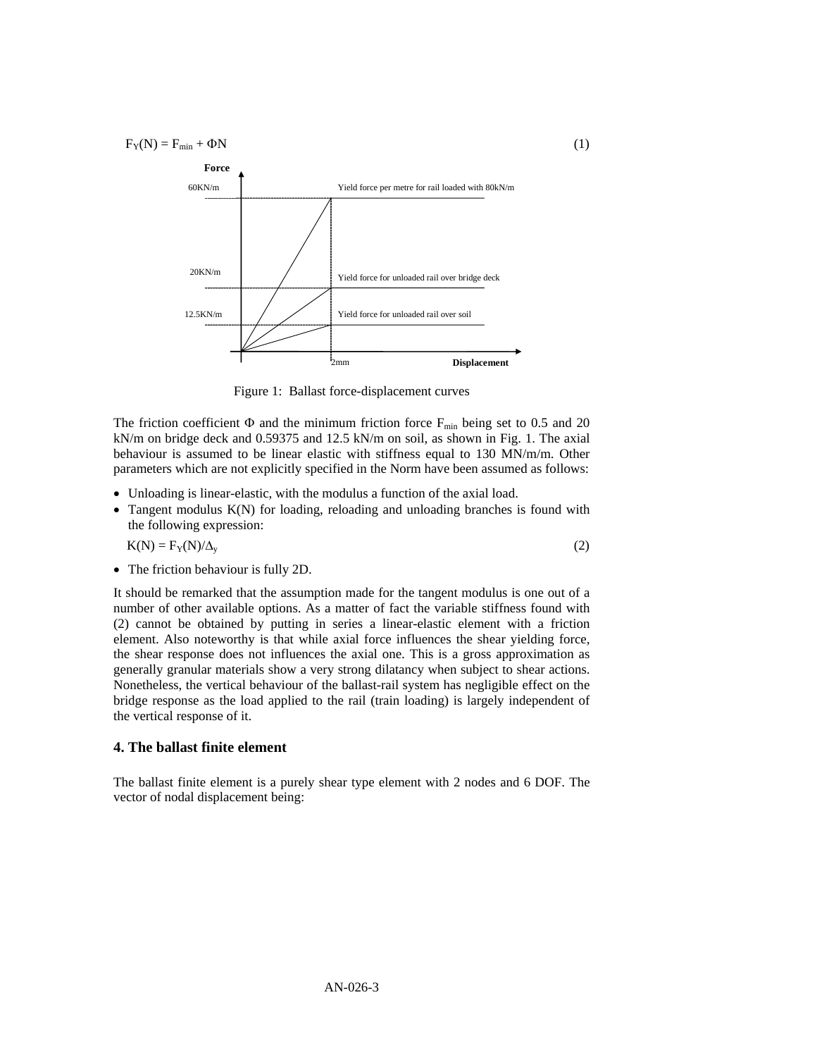$$F_Y(N) = F_{min} + \Phi N \tag{1}$$

Figure 1: Ballast force-displacement curves

The friction coefficient $\Phi$ and the minimum friction force $F_{min}$ being set to 0.5 and 20 kN/m on bridge deck and 0.59375 and 12.5 kN/m on soil, as shown in Fig. 1. The axial behaviour is assumed to be linear elastic with stiffness equal to 130 MN/m/m. Other parameters which are not explicitly specified in the Norm have been assumed as follows:

- Unloading is linear-elastic, with the modulus a function of the axial load.
- Tangent modulus K(N) for loading, reloading and unloading branches is found with the following expression:

$$K(N) = F_Y(N)/\Delta_y \tag{2}$$

- The friction behaviour is fully 2D.

It should be remarked that the assumption made for the tangent modulus is one out of a number of other available options. As a matter of fact the variable stiffness found with (2) cannot be obtained by putting in series a linear-elastic element with a friction element. Also noteworthy is that while axial force influences the shear yielding force, the shear response does not influences the axial one. This is a gross approximation as generally granular materials show a very strong dilatancy when subject to shear actions. Nonetheless, the vertical behaviour of the ballast-rail system has negligible effect on the bridge response as the load applied to the rail (train loading) is largely independent of the vertical response of it.

## 4. The ballast finite element

The ballast finite element is a purely shear type element with 2 nodes and 6 DOF. The vector of nodal displacement being: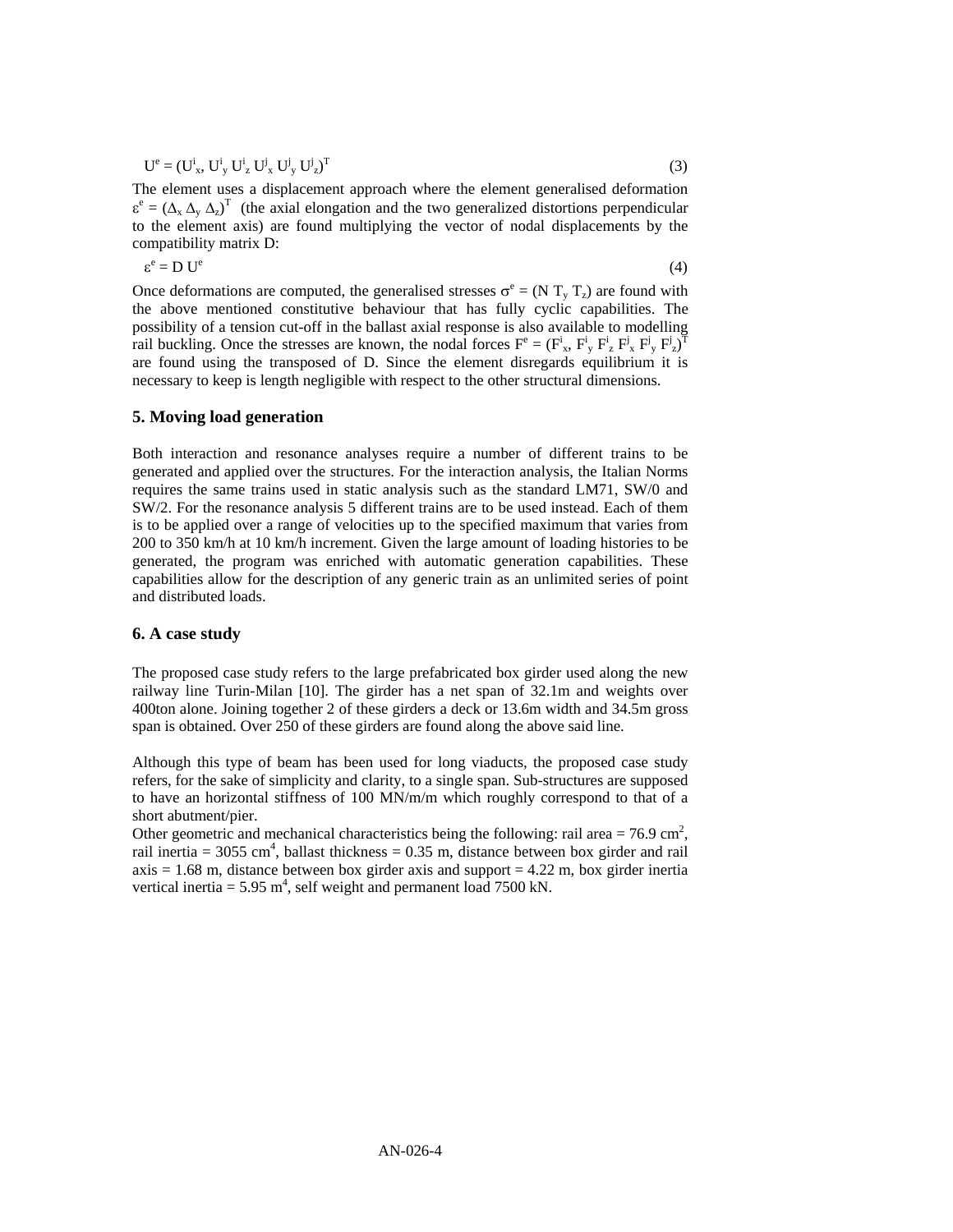$$U^e = (U^i_x, U^i_y\ U^i_z\ U^j_x\ U^j_y\ U^j_z)^T \tag{3}$$

The element uses a displacement approach where the element generalised deformation $\varepsilon^e = (\Delta_x\ \Delta_y\ \Delta_z)^T$ (the axial elongation and the two generalized distortions perpendicular to the element axis) are found multiplying the vector of nodal displacements by the compatibility matrix D:

$$\varepsilon^e = D\ U^e \tag{4}$$

Once deformations are computed, the generalised stresses $\sigma^e = (N\ T_y\ T_z)$ are found with the above mentioned constitutive behaviour that has fully cyclic capabilities. The possibility of a tension cut-off in the ballast axial response is also available to modelling rail buckling. Once the stresses are known, the nodal forces $F^e = (F^i_x, F^i_y\ F^i_z\ F^j_x\ F^j_y\ F^j_z)^T$ are found using the transposed of D. Since the element disregards equilibrium it is necessary to keep is length negligible with respect to the other structural dimensions.

## 5. Moving load generation

Both interaction and resonance analyses require a number of different trains to be generated and applied over the structures. For the interaction analysis, the Italian Norms requires the same trains used in static analysis such as the standard LM71, SW/0 and SW/2. For the resonance analysis 5 different trains are to be used instead. Each of them is to be applied over a range of velocities up to the specified maximum that varies from 200 to 350 km/h at 10 km/h increment. Given the large amount of loading histories to be generated, the program was enriched with automatic generation capabilities. These capabilities allow for the description of any generic train as an unlimited series of point and distributed loads.

## 6. A case study

The proposed case study refers to the large prefabricated box girder used along the new railway line Turin-Milan [10]. The girder has a net span of 32.1m and weights over 400ton alone. Joining together 2 of these girders a deck or 13.6m width and 34.5m gross span is obtained. Over 250 of these girders are found along the above said line.

Although this type of beam has been used for long viaducts, the proposed case study refers, for the sake of simplicity and clarity, to a single span. Sub-structures are supposed to have an horizontal stiffness of 100 MN/m/m which roughly correspond to that of a short abutment/pier.

Other geometric and mechanical characteristics being the following: rail area = 76.9 $cm^2$, rail inertia = 3055 $cm^4$, ballast thickness = 0.35 m, distance between box girder and rail axis = 1.68 m, distance between box girder axis and support = 4.22 m, box girder inertia vertical inertia = 5.95 $m^4$, self weight and permanent load 7500 kN.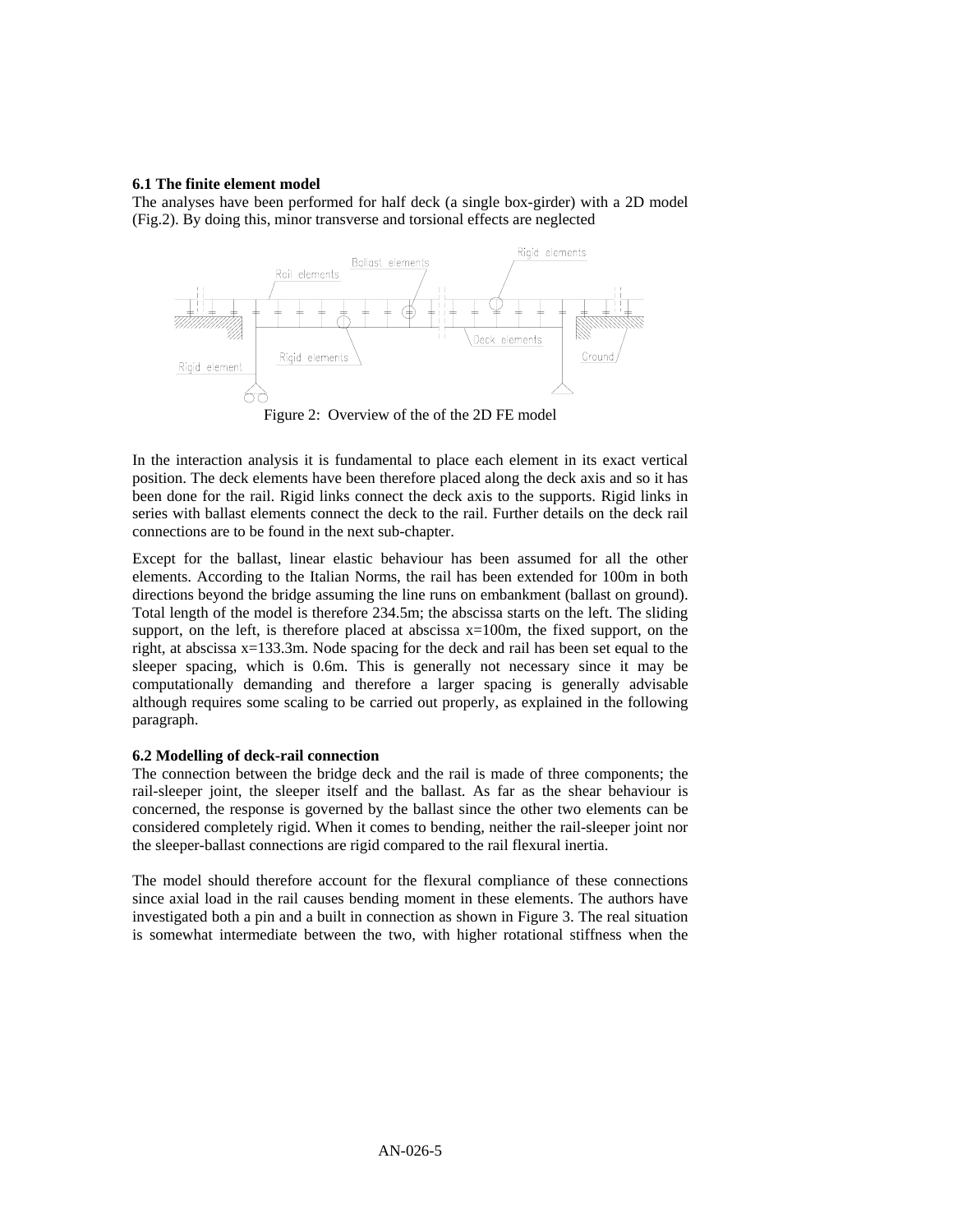### 6.1 The finite element model

The analyses have been performed for half deck (a single box-girder) with a 2D model (Fig.2). By doing this, minor transverse and torsional effects are neglected

Figure 2: Overview of the of the 2D FE model

In the interaction analysis it is fundamental to place each element in its exact vertical position. The deck elements have been therefore placed along the deck axis and so it has been done for the rail. Rigid links connect the deck axis to the supports. Rigid links in series with ballast elements connect the deck to the rail. Further details on the deck rail connections are to be found in the next sub-chapter.

Except for the ballast, linear elastic behaviour has been assumed for all the other elements. According to the Italian Norms, the rail has been extended for 100m in both directions beyond the bridge assuming the line runs on embankment (ballast on ground). Total length of the model is therefore 234.5m; the abscissa starts on the left. The sliding support, on the left, is therefore placed at abscissa x=100m, the fixed support, on the right, at abscissa x=133.3m. Node spacing for the deck and rail has been set equal to the sleeper spacing, which is 0.6m. This is generally not necessary since it may be computationally demanding and therefore a larger spacing is generally advisable although requires some scaling to be carried out properly, as explained in the following paragraph.

### 6.2 Modelling of deck-rail connection

The connection between the bridge deck and the rail is made of three components; the rail-sleeper joint, the sleeper itself and the ballast. As far as the shear behaviour is concerned, the response is governed by the ballast since the other two elements can be considered completely rigid. When it comes to bending, neither the rail-sleeper joint nor the sleeper-ballast connections are rigid compared to the rail flexural inertia.

The model should therefore account for the flexural compliance of these connections since axial load in the rail causes bending moment in these elements. The authors have investigated both a pin and a built in connection as shown in Figure 3. The real situation is somewhat intermediate between the two, with higher rotational stiffness when the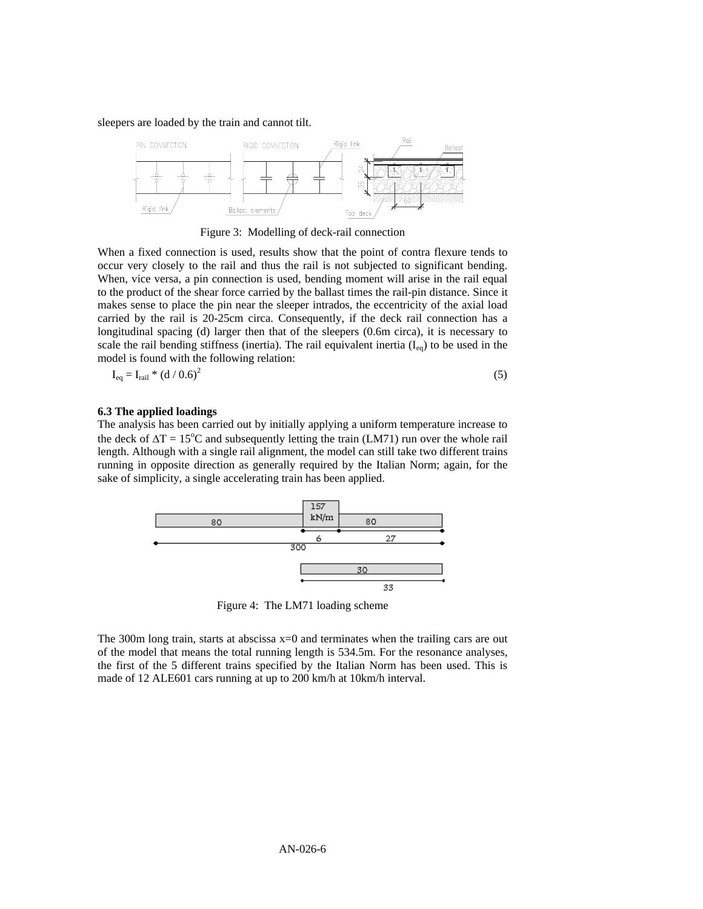sleepers are loaded by the train and cannot tilt.

Figure 3: Modelling of deck-rail connection

When a fixed connection is used, results show that the point of contra flexure tends to occur very closely to the rail and thus the rail is not subjected to significant bending. When, vice versa, a pin connection is used, bending moment will arise in the rail equal to the product of the shear force carried by the ballast times the rail-pin distance. Since it makes sense to place the pin near the sleeper intrados, the eccentricity of the axial load carried by the rail is 20-25cm circa. Consequently, if the deck rail connection has a longitudinal spacing (d) larger then that of the sleepers (0.6m circa), it is necessary to scale the rail bending stiffness (inertia). The rail equivalent inertia ($I_{eq}$) to be used in the model is found with the following relation:

$$I_{eq} = I_{rail} * (d / 0.6)^2 \tag{5}$$

**6.3 The applied loadings**

The analysis has been carried out by initially applying a uniform temperature increase to the deck of $\Delta T = 15^{o}C$ and subsequently letting the train (LM71) run over the whole rail length. Although with a single rail alignment, the model can still take two different trains running in opposite direction as generally required by the Italian Norm; again, for the sake of simplicity, a single accelerating train has been applied.

Figure 4: The LM71 loading scheme

The 300m long train, starts at abscissa x=0 and terminates when the trailing cars are out of the model that means the total running length is 534.5m. For the resonance analyses, the first of the 5 different trains specified by the Italian Norm has been used. This is made of 12 ALE601 cars running at up to 200 km/h at 10km/h interval.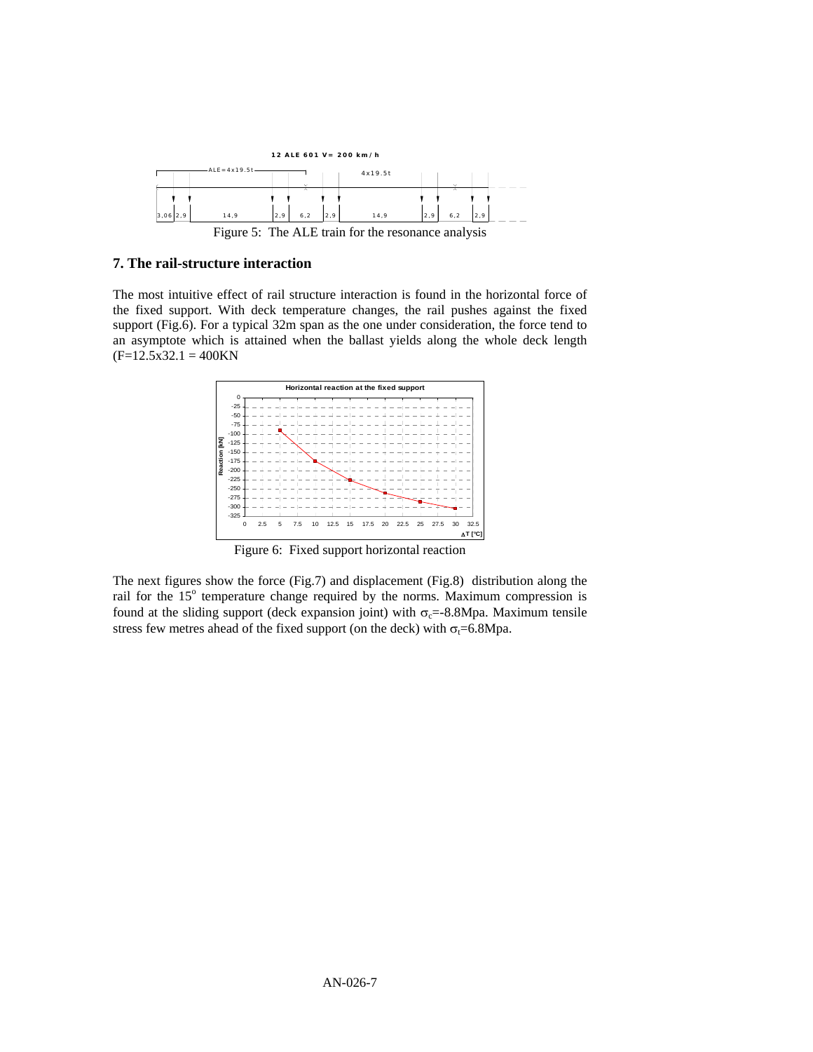Figure 5: The ALE train for the resonance analysis

## 7. The rail-structure interaction

The most intuitive effect of rail structure interaction is found in the horizontal force of the fixed support. With deck temperature changes, the rail pushes against the fixed support (Fig.6). For a typical 32m span as the one under consideration, the force tend to an asymptote which is attained when the ballast yields along the whole deck length (F=12.5x32.1 = 400KN

Figure 6: Fixed support horizontal reaction

The next figures show the force (Fig.7) and displacement (Fig.8) distribution along the rail for the 15$^o$ temperature change required by the norms. Maximum compression is found at the sliding support (deck expansion joint) with $\sigma_c$=-8.8Mpa. Maximum tensile stress few metres ahead of the fixed support (on the deck) with $\sigma_t$=6.8Mpa.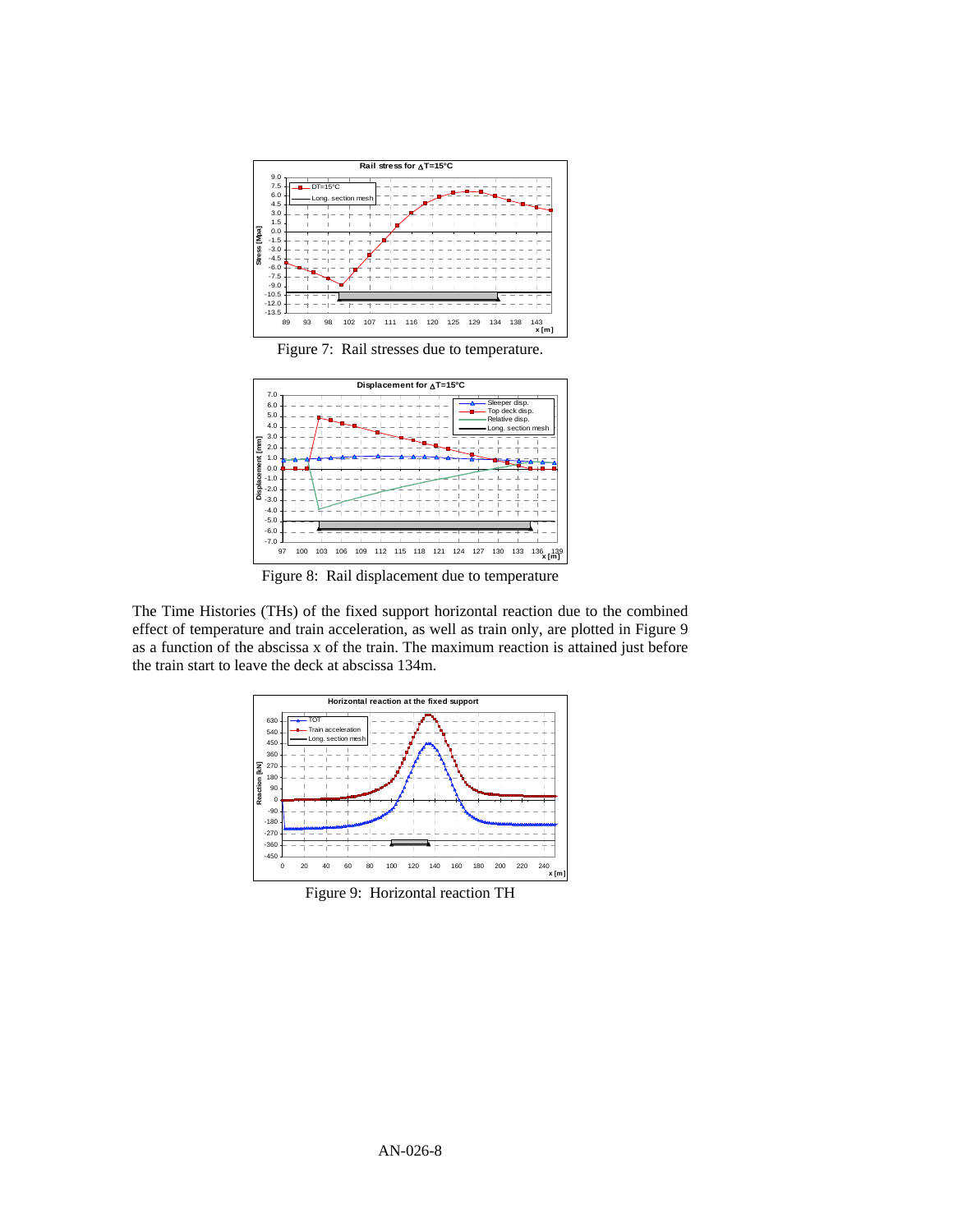Figure 7: Rail stresses due to temperature.

Figure 8: Rail displacement due to temperature

The Time Histories (THs) of the fixed support horizontal reaction due to the combined effect of temperature and train acceleration, as well as train only, are plotted in Figure 9 as a function of the abscissa x of the train. The maximum reaction is attained just before the train start to leave the deck at abscissa 134m.

Figure 9: Horizontal reaction TH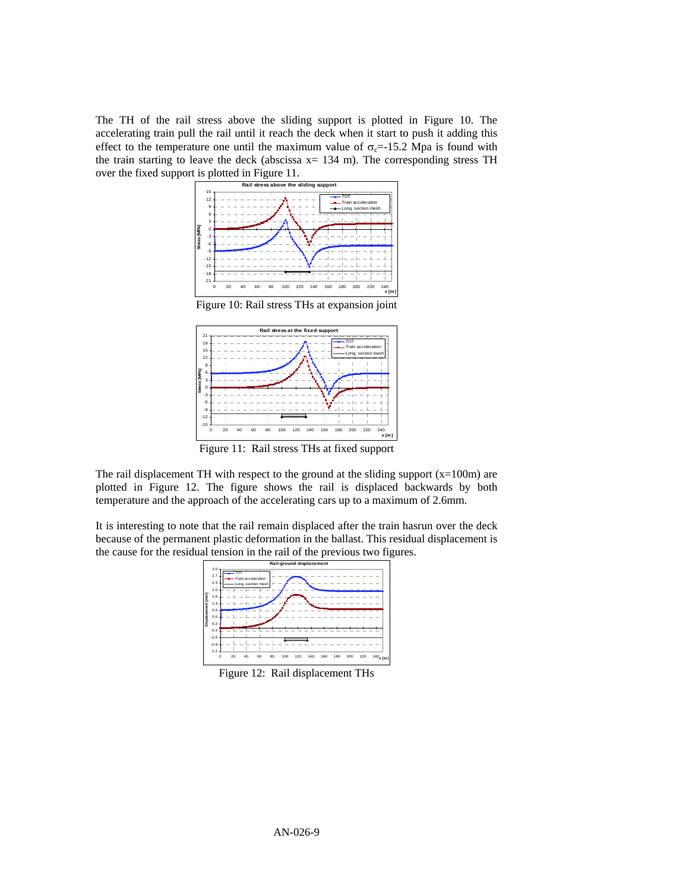The TH of the rail stress above the sliding support is plotted in Figure 10. The accelerating train pull the rail until it reach the deck when it start to push it adding this effect to the temperature one until the maximum value of $\sigma_c$=-15.2 Mpa is found with the train starting to leave the deck (abscissa x= 134 m). The corresponding stress TH over the fixed support is plotted in Figure 11.

Figure 10: Rail stress THs at expansion joint

Figure 11: Rail stress THs at fixed support

The rail displacement TH with respect to the ground at the sliding support (x=100m) are plotted in Figure 12. The figure shows the rail is displaced backwards by both temperature and the approach of the accelerating cars up to a maximum of 2.6mm.

It is interesting to note that the rail remain displaced after the train hasrun over the deck because of the permanent plastic deformation in the ballast. This residual displacement is the cause for the residual tension in the rail of the previous two figures.

Figure 12: Rail displacement THs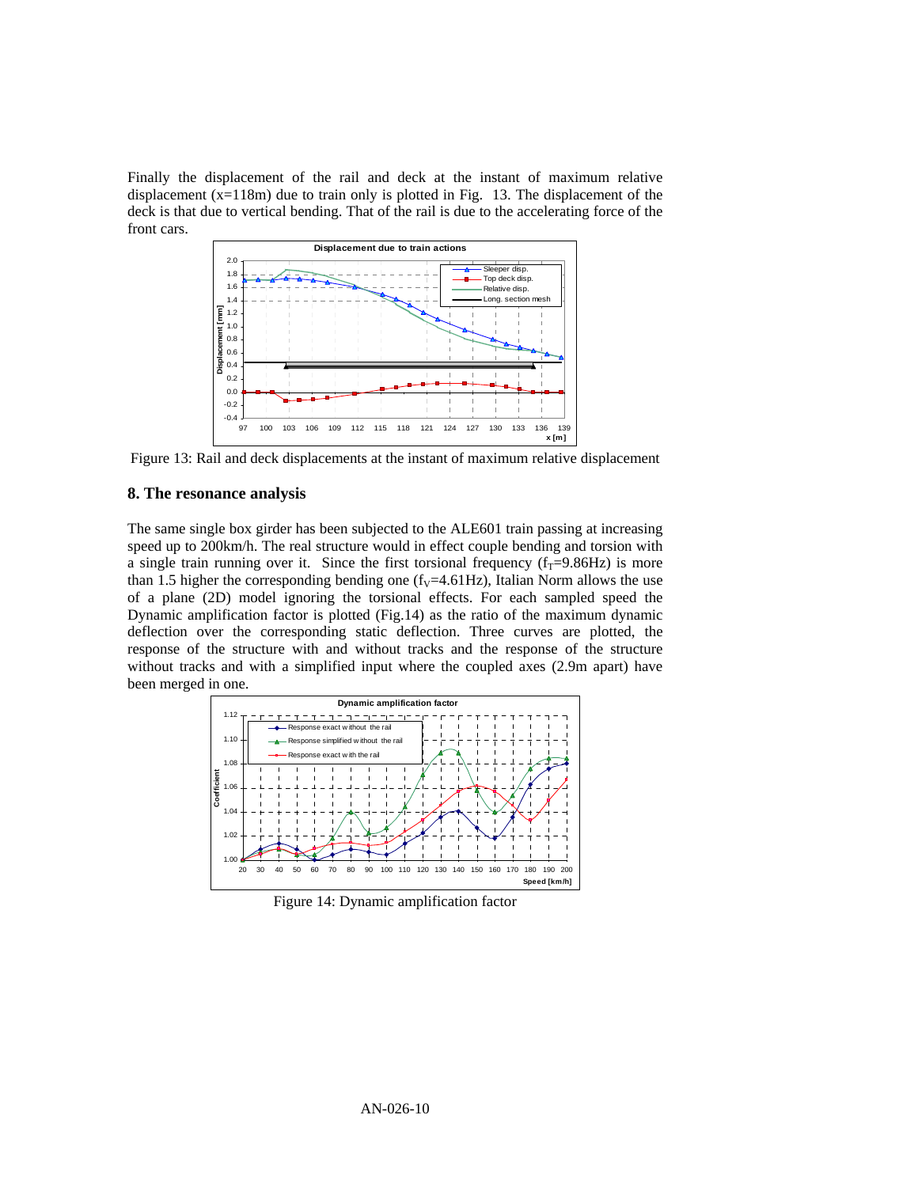Finally the displacement of the rail and deck at the instant of maximum relative displacement (x=118m) due to train only is plotted in Fig. 13. The displacement of the deck is that due to vertical bending. That of the rail is due to the accelerating force of the front cars.

Figure 13: Rail and deck displacements at the instant of maximum relative displacement

## 8. The resonance analysis

The same single box girder has been subjected to the ALE601 train passing at increasing speed up to 200km/h. The real structure would in effect couple bending and torsion with a single train running over it. Since the first torsional frequency ($f_T$=9.86Hz) is more than 1.5 higher the corresponding bending one ($f_V$=4.61Hz), Italian Norm allows the use of a plane (2D) model ignoring the torsional effects. For each sampled speed the Dynamic amplification factor is plotted (Fig.14) as the ratio of the maximum dynamic deflection over the corresponding static deflection. Three curves are plotted, the response of the structure with and without tracks and the response of the structure without tracks and with a simplified input where the coupled axes (2.9m apart) have been merged in one.

Figure 14: Dynamic amplification factor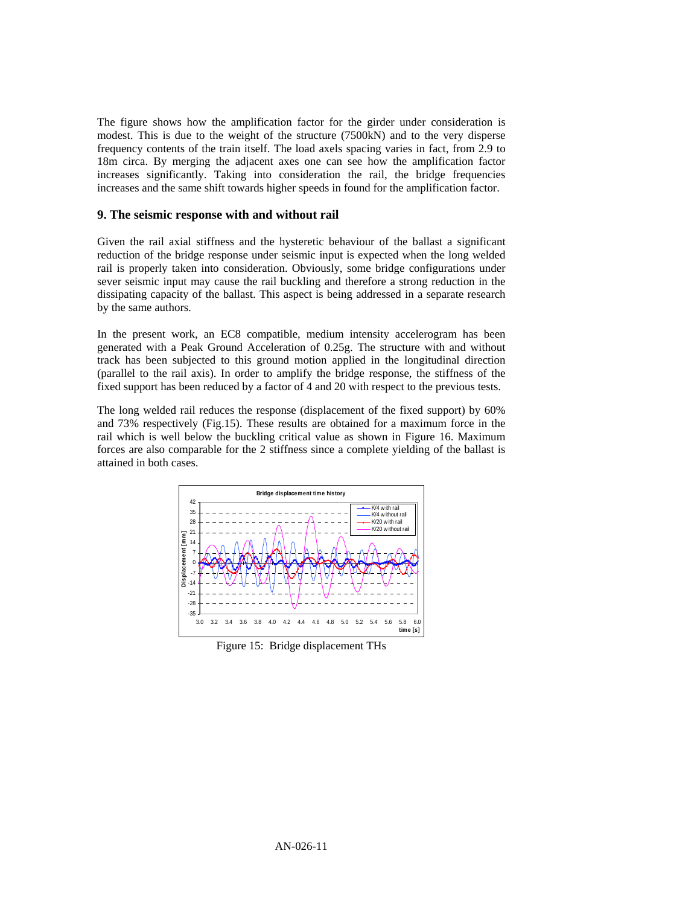The figure shows how the amplification factor for the girder under consideration is modest. This is due to the weight of the structure (7500kN) and to the very disperse frequency contents of the train itself. The load axels spacing varies in fact, from 2.9 to 18m circa. By merging the adjacent axes one can see how the amplification factor increases significantly. Taking into consideration the rail, the bridge frequencies increases and the same shift towards higher speeds in found for the amplification factor.

## 9. The seismic response with and without rail

Given the rail axial stiffness and the hysteretic behaviour of the ballast a significant reduction of the bridge response under seismic input is expected when the long welded rail is properly taken into consideration. Obviously, some bridge configurations under sever seismic input may cause the rail buckling and therefore a strong reduction in the dissipating capacity of the ballast. This aspect is being addressed in a separate research by the same authors.

In the present work, an EC8 compatible, medium intensity accelerogram has been generated with a Peak Ground Acceleration of 0.25g. The structure with and without track has been subjected to this ground motion applied in the longitudinal direction (parallel to the rail axis). In order to amplify the bridge response, the stiffness of the fixed support has been reduced by a factor of 4 and 20 with respect to the previous tests.

The long welded rail reduces the response (displacement of the fixed support) by 60% and 73% respectively (Fig.15). These results are obtained for a maximum force in the rail which is well below the buckling critical value as shown in Figure 16. Maximum forces are also comparable for the 2 stiffness since a complete yielding of the ballast is attained in both cases.

Figure 15: Bridge displacement THs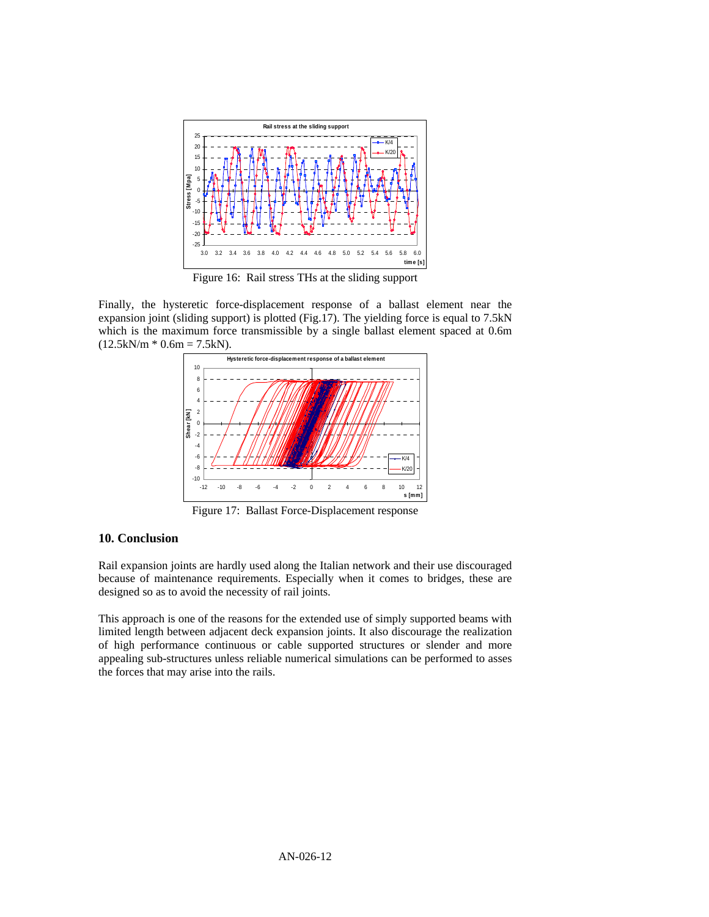Figure 16: Rail stress THs at the sliding support

Finally, the hysteretic force-displacement response of a ballast element near the expansion joint (sliding support) is plotted (Fig.17). The yielding force is equal to 7.5kN which is the maximum force transmissible by a single ballast element spaced at 0.6m (12.5kN/m * 0.6m = 7.5kN).

Figure 17: Ballast Force-Displacement response

## 10. Conclusion

Rail expansion joints are hardly used along the Italian network and their use discouraged because of maintenance requirements. Especially when it comes to bridges, these are designed so as to avoid the necessity of rail joints.

This approach is one of the reasons for the extended use of simply supported beams with limited length between adjacent deck expansion joints. It also discourage the realization of high performance continuous or cable supported structures or slender and more appealing sub-structures unless reliable numerical simulations can be performed to asses the forces that may arise into the rails.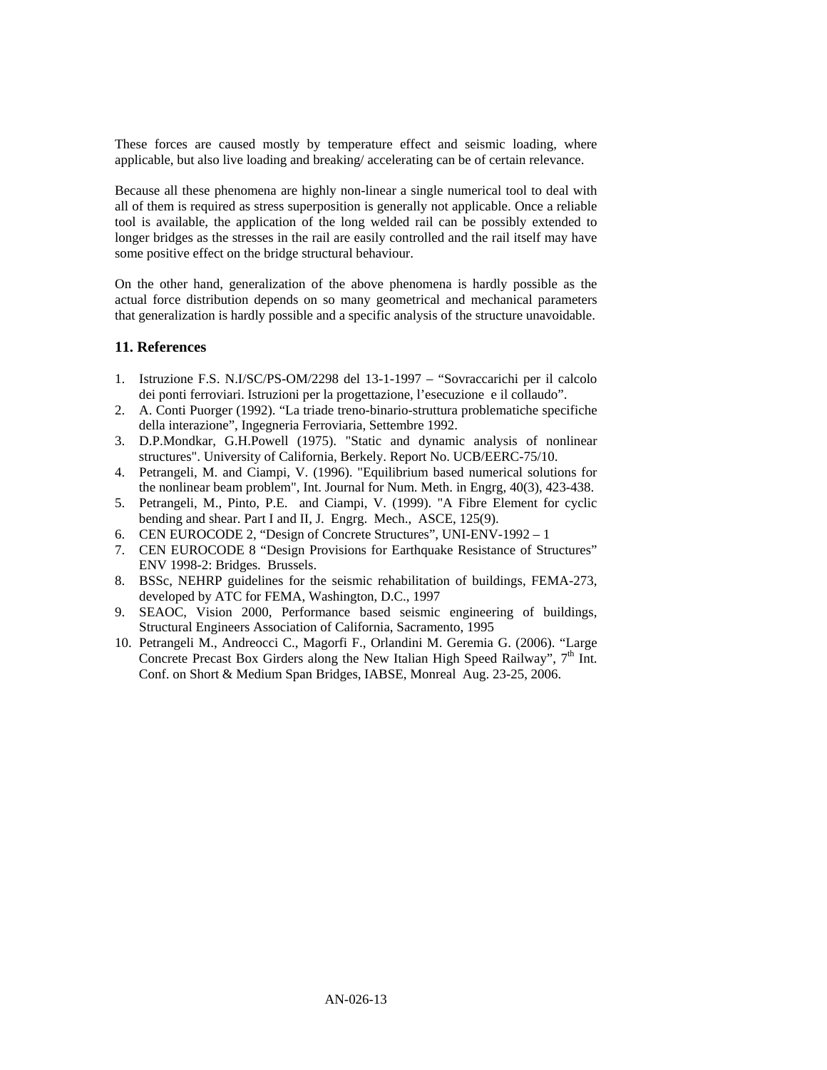These forces are caused mostly by temperature effect and seismic loading, where applicable, but also live loading and breaking/ accelerating can be of certain relevance.

Because all these phenomena are highly non-linear a single numerical tool to deal with all of them is required as stress superposition is generally not applicable. Once a reliable tool is available, the application of the long welded rail can be possibly extended to longer bridges as the stresses in the rail are easily controlled and the rail itself may have some positive effect on the bridge structural behaviour.

On the other hand, generalization of the above phenomena is hardly possible as the actual force distribution depends on so many geometrical and mechanical parameters that generalization is hardly possible and a specific analysis of the structure unavoidable.

## 11. References

1. Istruzione F.S. N.I/SC/PS-OM/2298 del 13-1-1997 – "Sovraccarichi per il calcolo dei ponti ferroviari. Istruzioni per la progettazione, l'esecuzione e il collaudo".
2. A. Conti Puorger (1992). "La triade treno-binario-struttura problematiche specifiche della interazione", Ingegneria Ferroviaria, Settembre 1992.
3. D.P.Mondkar, G.H.Powell (1975). "Static and dynamic analysis of nonlinear structures". University of California, Berkely. Report No. UCB/EERC-75/10.
4. Petrangeli, M. and Ciampi, V. (1996). "Equilibrium based numerical solutions for the nonlinear beam problem", Int. Journal for Num. Meth. in Engrg, 40(3), 423-438.
5. Petrangeli, M., Pinto, P.E. and Ciampi, V. (1999). "A Fibre Element for cyclic bending and shear. Part I and II, J. Engrg. Mech., ASCE, 125(9).
6. CEN EUROCODE 2, "Design of Concrete Structures", UNI-ENV-1992 – 1
7. CEN EUROCODE 8 "Design Provisions for Earthquake Resistance of Structures" ENV 1998-2: Bridges. Brussels.
8. BSSc, NEHRP guidelines for the seismic rehabilitation of buildings, FEMA-273, developed by ATC for FEMA, Washington, D.C., 1997
9. SEAOC, Vision 2000, Performance based seismic engineering of buildings, Structural Engineers Association of California, Sacramento, 1995
10. Petrangeli M., Andreocci C., Magorfi F., Orlandini M. Geremia G. (2006). "Large Concrete Precast Box Girders along the New Italian High Speed Railway", 7th Int. Conf. on Short & Medium Span Bridges, IABSE, Monreal Aug. 23-25, 2006.